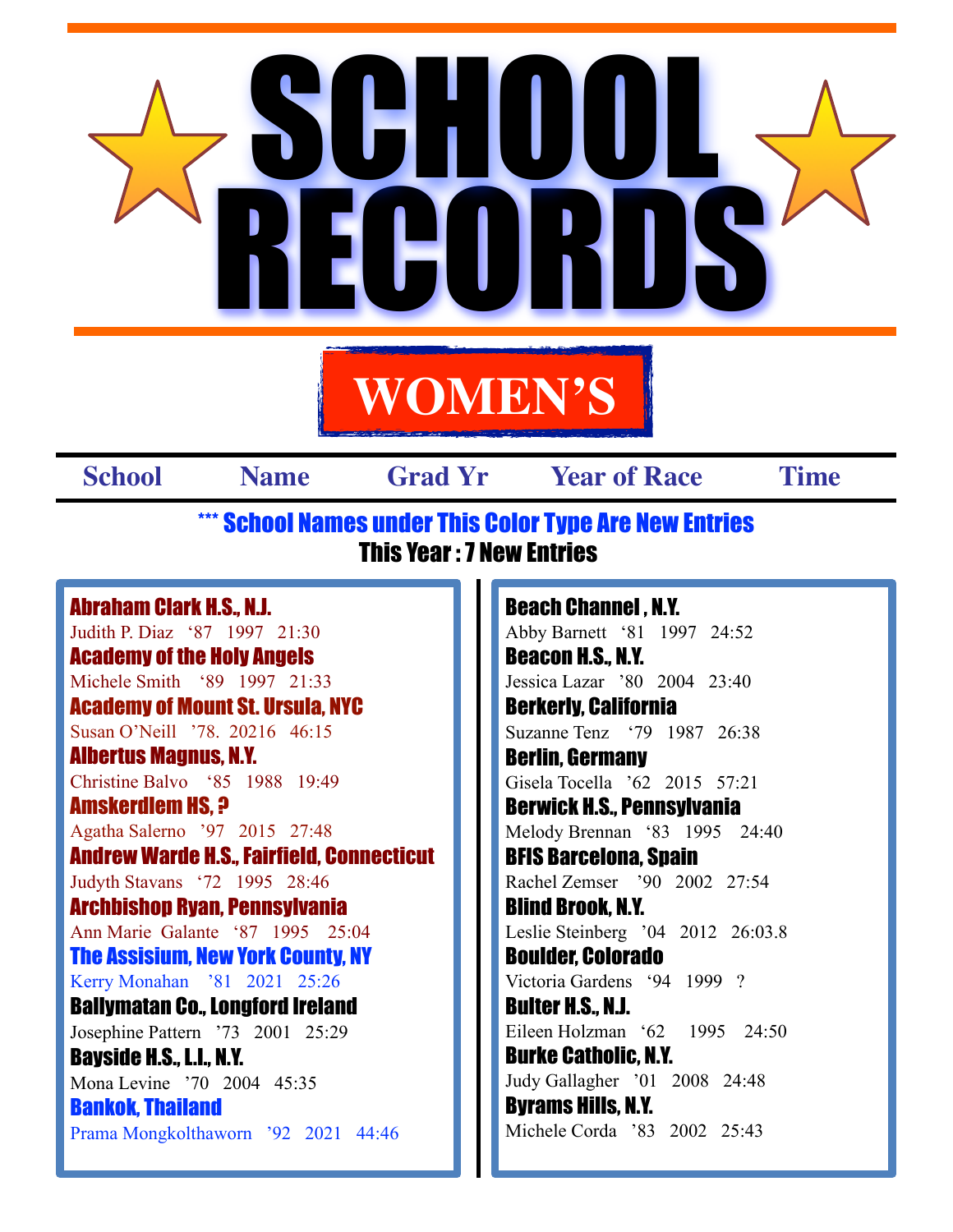# SCHOOL RECORDS

## WOMEN'S

| School | Name | Grad Yr | Year of Race | Time |
|---|---|---|---|---|

*** School Names under This Color Type Are New Entries

**This Year : 7 New Entries**

**Abraham Clark H.S., N.J.**
Judith P. Diaz '87 1997 21:30

**Academy of the Holy Angels**
Michele Smith '89 1997 21:33

**Academy of Mount St. Ursula, NYC**
Susan O'Neill '78. 20216 46:15

**Albertus Magnus, N.Y.**
Christine Balvo '85 1988 19:49

**Amskerdlem HS, ?**
Agatha Salerno '97 2015 27:48

**Andrew Warde H.S., Fairfield, Connecticut**
Judyth Stavans '72 1995 28:46

**Archbishop Ryan, Pennsylvania**
Ann Marie Galante '87 1995 25:04

**The Assisium, New York County, NY**
Kerry Monahan '81 2021 25:26

**Ballymatan Co., Longford Ireland**
Josephine Pattern '73 2001 25:29

**Bayside H.S., L.I., N.Y.**
Mona Levine '70 2004 45:35

**Bankok, Thailand**
Prama Mongkolthaworn '92 2021 44:46

**Beach Channel , N.Y.**
Abby Barnett '81 1997 24:52

**Beacon H.S., N.Y.**
Jessica Lazar '80 2004 23:40

**Berkerly, California**
Suzanne Tenz '79 1987 26:38

**Berlin, Germany**
Gisela Tocella '62 2015 57:21

**Berwick H.S., Pennsylvania**
Melody Brennan '83 1995 24:40

**BFIS Barcelona, Spain**
Rachel Zemser '90 2002 27:54

**Blind Brook, N.Y.**
Leslie Steinberg '04 2012 26:03.8

**Boulder, Colorado**
Victoria Gardens '94 1999 ?

**Bulter H.S., N.J.**
Eileen Holzman '62 1995 24:50

**Burke Catholic, N.Y.**
Judy Gallagher '01 2008 24:48

**Byrams Hills, N.Y.**
Michele Corda '83 2002 25:43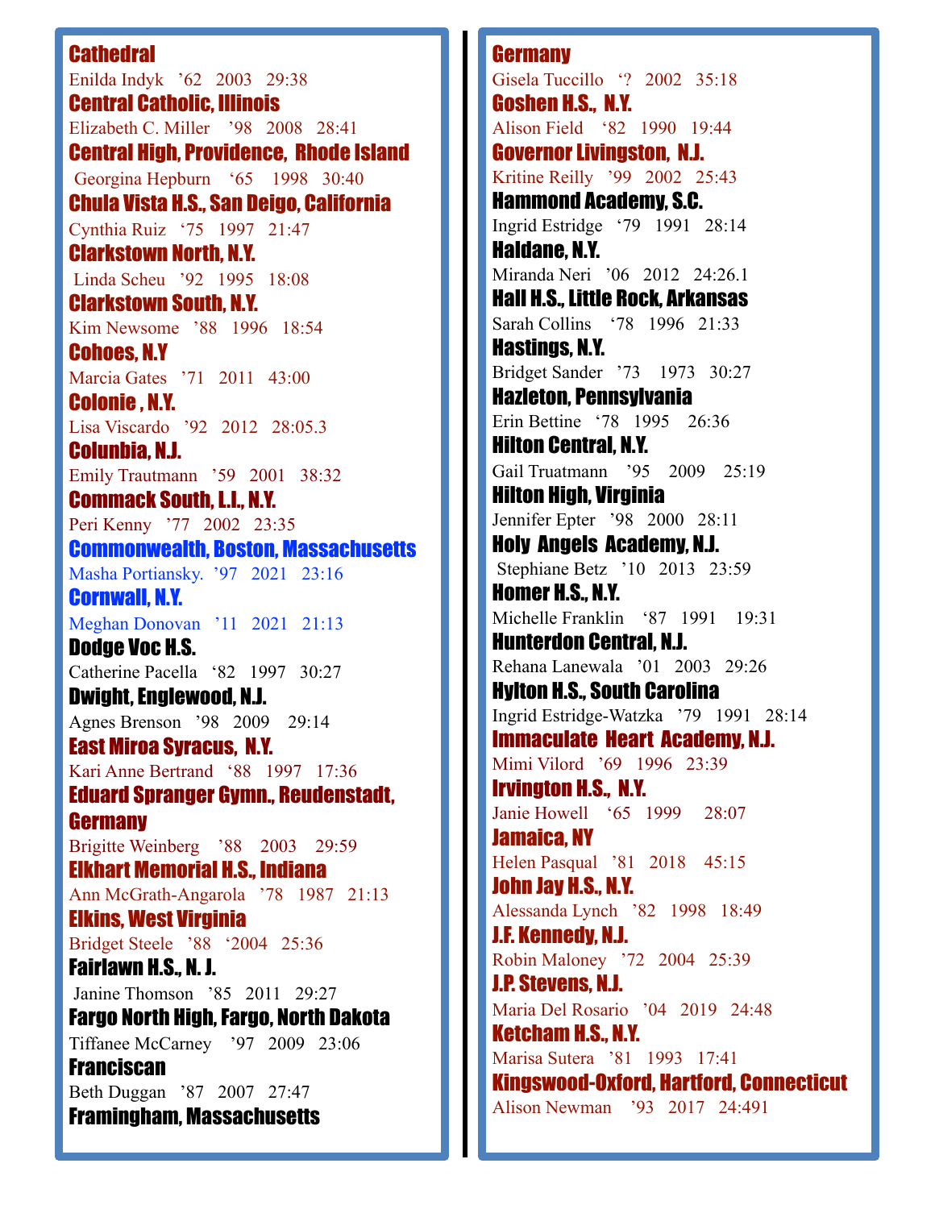**Cathedral**
Enilda Indyk ’62 2003 29:38

**Central Catholic, Illinois**
Elizabeth C. Miller ’98 2008 28:41

**Central High, Providence, Rhode Island**
Georgina Hepburn ‘65 1998 30:40

**Chula Vista H.S., San Deigo, California**
Cynthia Ruiz ‘75 1997 21:47

**Clarkstown North, N.Y.**
Linda Scheu ’92 1995 18:08

**Clarkstown South, N.Y.**
Kim Newsome ’88 1996 18:54

**Cohoes, N.Y**
Marcia Gates ’71 2011 43:00

**Colonie , N.Y.**
Lisa Viscardo ’92 2012 28:05.3

**Colunbia, N.J.**
Emily Trautmann ’59 2001 38:32

**Commack South, L.I., N.Y.**
Peri Kenny ’77 2002 23:35

**Commonwealth, Boston, Massachusetts**
Masha Portiansky. ’97 2021 23:16

**Cornwall, N.Y.**
Meghan Donovan ’11 2021 21:13

**Dodge Voc H.S.**
Catherine Pacella ‘82 1997 30:27

**Dwight, Englewood, N.J.**
Agnes Brenson ’98 2009 29:14

**East Miroa Syracus, N.Y.**
Kari Anne Bertrand ‘88 1997 17:36

**Eduard Spranger Gymn., Reudenstadt, Germany**
Brigitte Weinberg ’88 2003 29:59

**Elkhart Memorial H.S., Indiana**
Ann McGrath-Angarola ’78 1987 21:13

**Elkins, West Virginia**
Bridget Steele ’88 ‘2004 25:36

**Fairlawn H.S., N. J.**
Janine Thomson ’85 2011 29:27

**Fargo North High, Fargo, North Dakota**
Tiffanee McCarney ’97 2009 23:06

**Franciscan**
Beth Duggan ’87 2007 27:47

**Framingham, Massachusetts**

**Germany**
Gisela Tuccillo ‘? 2002 35:18

**Goshen H.S., N.Y.**
Alison Field ‘82 1990 19:44

**Governor Livingston, N.J.**
Kritine Reilly ’99 2002 25:43

**Hammond Academy, S.C.**
Ingrid Estridge ‘79 1991 28:14

**Haldane, N.Y.**
Miranda Neri ’06 2012 24:26.1

**Hall H.S., Little Rock, Arkansas**
Sarah Collins ‘78 1996 21:33

**Hastings, N.Y.**
Bridget Sander ’73 1973 30:27

**Hazleton, Pennsylvania**
Erin Bettine ‘78 1995 26:36

**Hilton Central, N.Y.**
Gail Truatmann ’95 2009 25:19

**Hilton High, Virginia**
Jennifer Epter ’98 2000 28:11

**Holy Angels Academy, N.J.**
Stephiane Betz ’10 2013 23:59

**Homer H.S., N.Y.**
Michelle Franklin ‘87 1991 19:31

**Hunterdon Central, N.J.**
Rehana Lanewala ’01 2003 29:26

**Hylton H.S., South Carolina**
Ingrid Estridge-Watzka ’79 1991 28:14

**Immaculate Heart Academy, N.J.**
Mimi Vilord ’69 1996 23:39

**Irvington H.S., N.Y.**
Janie Howell ‘65 1999 28:07

**Jamaica, NY**
Helen Pasqual ’81 2018 45:15

**John Jay H.S., N.Y.**
Alessanda Lynch ’82 1998 18:49

**J.F. Kennedy, N.J.**
Robin Maloney ’72 2004 25:39

**J.P. Stevens, N.J.**
Maria Del Rosario ’04 2019 24:48

**Ketcham H.S., N.Y.**
Marisa Sutera ’81 1993 17:41

**Kingswood-Oxford, Hartford, Connecticut**
Alison Newman ’93 2017 24:491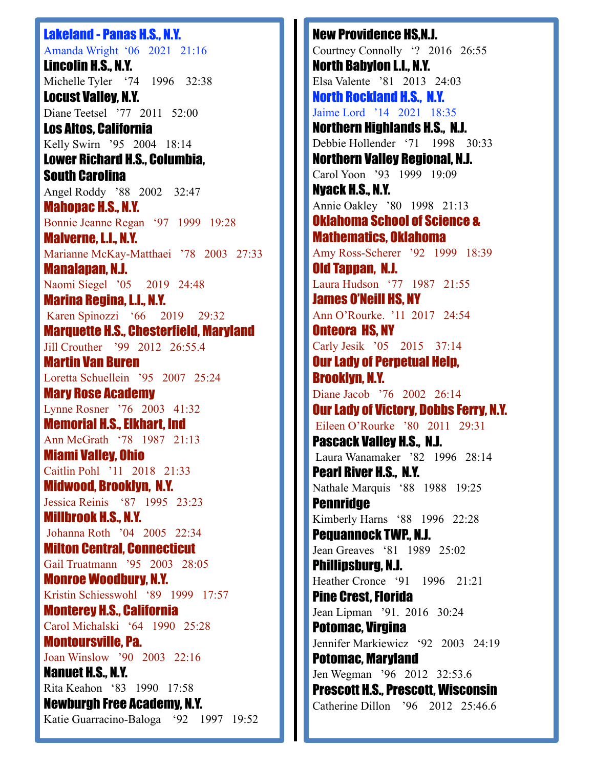**Lakeland - Panas H.S., N.Y.**
Amanda Wright '06 2021 21:16

**Lincoln H.S., N.Y.**
Michelle Tyler '74 1996 32:38

**Locust Valley, N.Y.**
Diane Teetsel '77 2011 52:00

**Los Altos, California**
Kelly Swirn '95 2004 18:14

**Lower Richard H.S., Columbia, South Carolina**
Angel Roddy '88 2002 32:47

**Mahopac H.S., N.Y.**
Bonnie Jeanne Regan '97 1999 19:28

**Malverne, L.I., N.Y.**
Marianne McKay-Matthaei '78 2003 27:33

**Manalapan, N.J.**
Naomi Siegel '05 2019 24:48

**Marina Regina, L.I., N.Y.**
Karen Spinozzi '66 2019 29:32

**Marquette H.S., Chesterfield, Maryland**
Jill Crouther '99 2012 26:55.4

**Martin Van Buren**
Loretta Schuellein '95 2007 25:24

**Mary Rose Academy**
Lynne Rosner '76 2003 41:32

**Memorial H.S., Elkhart, Ind**
Ann McGrath '78 1987 21:13

**Miami Valley, Ohio**
Caitlin Pohl '11 2018 21:33

**Midwood, Brooklyn, N.Y.**
Jessica Reinis '87 1995 23:23

**Millbrook H.S., N.Y.**
Johanna Roth '04 2005 22:34

**Milton Central, Connecticut**
Gail Truatmann '95 2003 28:05

**Monroe Woodbury, N.Y.**
Kristin Schiesswohl '89 1999 17:57

**Monterey H.S., California**
Carol Michalski '64 1990 25:28

**Montoursville, Pa.**
Joan Winslow '90 2003 22:16

**Nanuet H.S., N.Y.**
Rita Keahon '83 1990 17:58

**Newburgh Free Academy, N.Y.**
Katie Guarracino-Baloga '92 1997 19:52

**New Providence HS,N.J.**
Courtney Connolly '? 2016 26:55

**North Babylon L.I., N.Y.**
Elsa Valente '81 2013 24:03

**North Rockland H.S., N.Y.**
Jaime Lord '14 2021 18:35

**Northern Highlands H.S., N.J.**
Debbie Hollender '71 1998 30:33

**Northern Valley Regional, N.J.**
Carol Yoon '93 1999 19:09

**Nyack H.S., N.Y.**
Annie Oakley '80 1998 21:13

**Oklahoma School of Science & Mathematics, Oklahoma**
Amy Ross-Scherer '92 1999 18:39

**Old Tappan, N.J.**
Laura Hudson '77 1987 21:55

**James O'Neill HS, NY**
Ann O'Rourke. '11 2017 24:54

**Onteora HS, NY**
Carly Jesik '05 2015 37:14

**Our Lady of Perpetual Help, Brooklyn, N.Y.**
Diane Jacob '76 2002 26:14

**Our Lady of Victory, Dobbs Ferry, N.Y.**
Eileen O'Rourke '80 2011 29:31

**Pascack Valley H.S., N.J.**
Laura Wanamaker '82 1996 28:14

**Pearl River H.S., N.Y.**
Nathale Marquis '88 1988 19:25

**Pennridge**
Kimberly Harns '88 1996 22:28

**Pequannock TWP., N.J.**
Jean Greaves '81 1989 25:02

**Phillipsburg, N.J.**
Heather Cronce '91 1996 21:21

**Pine Crest, Florida**
Jean Lipman '91. 2016 30:24

**Potomac, Virgina**
Jennifer Markiewicz '92 2003 24:19

**Potomac, Maryland**
Jen Wegman '96 2012 32:53.6

**Prescott H.S., Prescott, Wisconsin**
Catherine Dillon '96 2012 25:46.6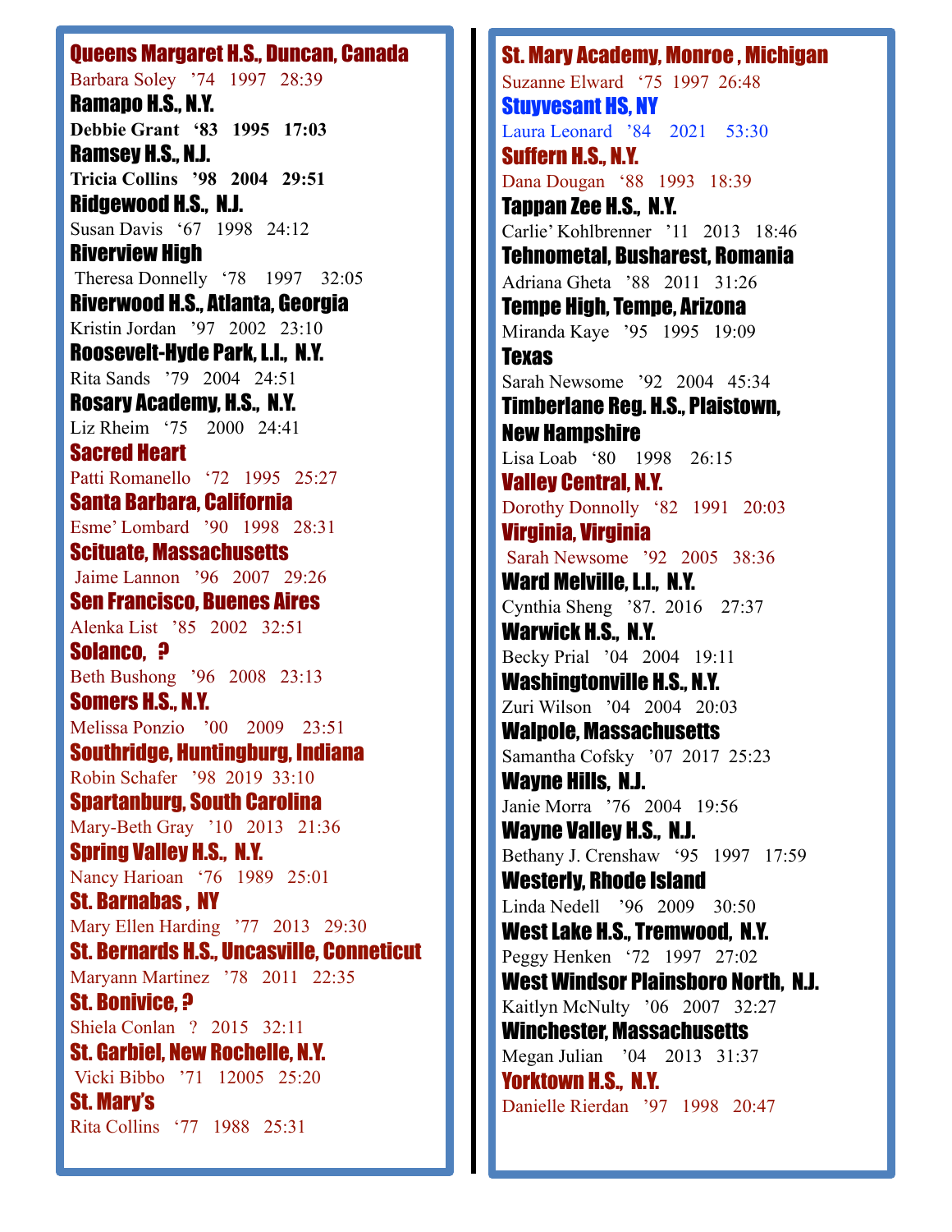**Queens Margaret H.S., Duncan, Canada**
Barbara Soley '74 1997 28:39

**Ramapo H.S., N.Y.**
**Debbie Grant '83 1995 17:03**

**Ramsey H.S., N.J.**
**Tricia Collins '98 2004 29:51**

**Ridgewood H.S., N.J.**
Susan Davis '67 1998 24:12

**Riverview High**
Theresa Donnelly '78 1997 32:05

**Riverwood H.S., Atlanta, Georgia**
Kristin Jordan '97 2002 23:10

**Roosevelt-Hyde Park, L.I., N.Y.**
Rita Sands '79 2004 24:51

**Rosary Academy, H.S., N.Y.**
Liz Rheim '75 2000 24:41

**Sacred Heart**
Patti Romanello '72 1995 25:27

**Santa Barbara, California**
Esme' Lombard '90 1998 28:31

**Scituate, Massachusetts**
Jaime Lannon '96 2007 29:26

**Sen Francisco, Buenes Aires**
Alenka List '85 2002 32:51

**Solanco, ?**
Beth Bushong '96 2008 23:13

**Somers H.S., N.Y.**
Melissa Ponzio '00 2009 23:51

**Southridge, Huntingburg, Indiana**
Robin Schafer '98 2019 33:10

**Spartanburg, South Carolina**
Mary-Beth Gray '10 2013 21:36

**Spring Valley H.S., N.Y.**
Nancy Harioan '76 1989 25:01

**St. Barnabas , NY**
Mary Ellen Harding '77 2013 29:30

**St. Bernards H.S., Uncasville, Conneticut**
Maryann Martinez '78 2011 22:35

**St. Bonivice, ?**
Shiela Conlan ? 2015 32:11

**St. Garbiel, New Rochelle, N.Y.**
Vicki Bibbo '71 12005 25:20

**St. Mary's**
Rita Collins '77 1988 25:31

**St. Mary Academy, Monroe , Michigan**
Suzanne Elward '75 1997 26:48

**Stuyvesant HS, NY**
Laura Leonard '84 2021 53:30

**Suffern H.S., N.Y.**
Dana Dougan '88 1993 18:39

**Tappan Zee H.S., N.Y.**
Carlie' Kohlbrenner '11 2013 18:46

**Tehnometal, Busharest, Romania**
Adriana Gheta '88 2011 31:26

**Tempe High, Tempe, Arizona**
Miranda Kaye '95 1995 19:09

**Texas**
Sarah Newsome '92 2004 45:34

**Timberlane Reg. H.S., Plaistown, New Hampshire**
Lisa Loab '80 1998 26:15

**Valley Central, N.Y.**
Dorothy Donnolly '82 1991 20:03

**Virginia, Virginia**
Sarah Newsome '92 2005 38:36

**Ward Melville, L.I., N.Y.**
Cynthia Sheng '87. 2016 27:37

**Warwick H.S., N.Y.**
Becky Prial '04 2004 19:11

**Washingtonville H.S., N.Y.**
Zuri Wilson '04 2004 20:03

**Walpole, Massachusetts**
Samantha Cofsky '07 2017 25:23

**Wayne Hills, N.J.**
Janie Morra '76 2004 19:56

**Wayne Valley H.S., N.J.**
Bethany J. Crenshaw '95 1997 17:59

**Westerly, Rhode Island**
Linda Nedell '96 2009 30:50

**West Lake H.S., Tremwood, N.Y.**
Peggy Henken '72 1997 27:02

**West Windsor Plainsboro North, N.J.**
Kaitlyn McNulty '06 2007 32:27

**Winchester, Massachusetts**
Megan Julian '04 2013 31:37

**Yorktown H.S., N.Y.**
Danielle Rierdan '97 1998 20:47